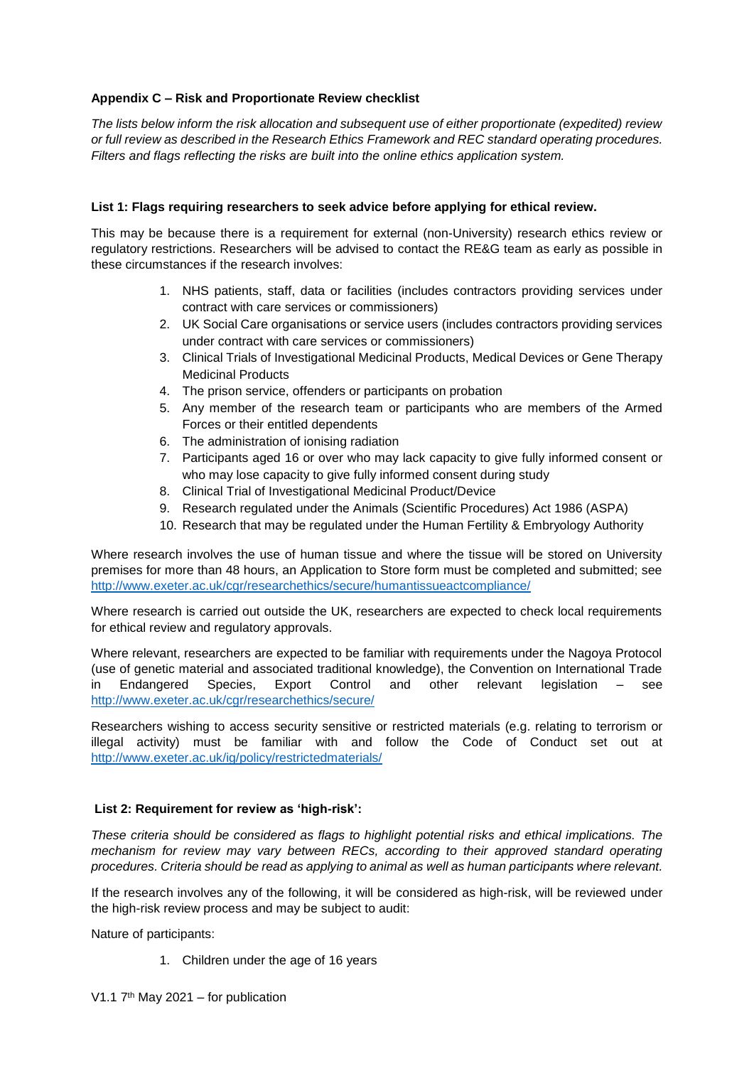**Appendix C – Risk and Proportionate Review checklist**

*The lists below inform the risk allocation and subsequent use of either proportionate (expedited) review or full review as described in the Research Ethics Framework and REC standard operating procedures. Filters and flags reflecting the risks are built into the online ethics application system.*

**List 1: Flags requiring researchers to seek advice before applying for ethical review.**

This may be because there is a requirement for external (non-University) research ethics review or regulatory restrictions. Researchers will be advised to contact the RE&G team as early as possible in these circumstances if the research involves:

1. NHS patients, staff, data or facilities (includes contractors providing services under contract with care services or commissioners)
2. UK Social Care organisations or service users (includes contractors providing services under contract with care services or commissioners)
3. Clinical Trials of Investigational Medicinal Products, Medical Devices or Gene Therapy Medicinal Products
4. The prison service, offenders or participants on probation
5. Any member of the research team or participants who are members of the Armed Forces or their entitled dependents
6. The administration of ionising radiation
7. Participants aged 16 or over who may lack capacity to give fully informed consent or who may lose capacity to give fully informed consent during study
8. Clinical Trial of Investigational Medicinal Product/Device
9. Research regulated under the Animals (Scientific Procedures) Act 1986 (ASPA)
10. Research that may be regulated under the Human Fertility & Embryology Authority

Where research involves the use of human tissue and where the tissue will be stored on University premises for more than 48 hours, an Application to Store form must be completed and submitted; see http://www.exeter.ac.uk/cgr/researchethics/secure/humantissueactcompliance/

Where research is carried out outside the UK, researchers are expected to check local requirements for ethical review and regulatory approvals.

Where relevant, researchers are expected to be familiar with requirements under the Nagoya Protocol (use of genetic material and associated traditional knowledge), the Convention on International Trade in Endangered Species, Export Control and other relevant legislation – see http://www.exeter.ac.uk/cgr/researchethics/secure/

Researchers wishing to access security sensitive or restricted materials (e.g. relating to terrorism or illegal activity) must be familiar with and follow the Code of Conduct set out at http://www.exeter.ac.uk/ig/policy/restrictedmaterials/

**List 2: Requirement for review as 'high-risk':**

*These criteria should be considered as flags to highlight potential risks and ethical implications. The mechanism for review may vary between RECs, according to their approved standard operating procedures. Criteria should be read as applying to animal as well as human participants where relevant.*

If the research involves any of the following, it will be considered as high-risk, will be reviewed under the high-risk review process and may be subject to audit:

Nature of participants:

1. Children under the age of 16 years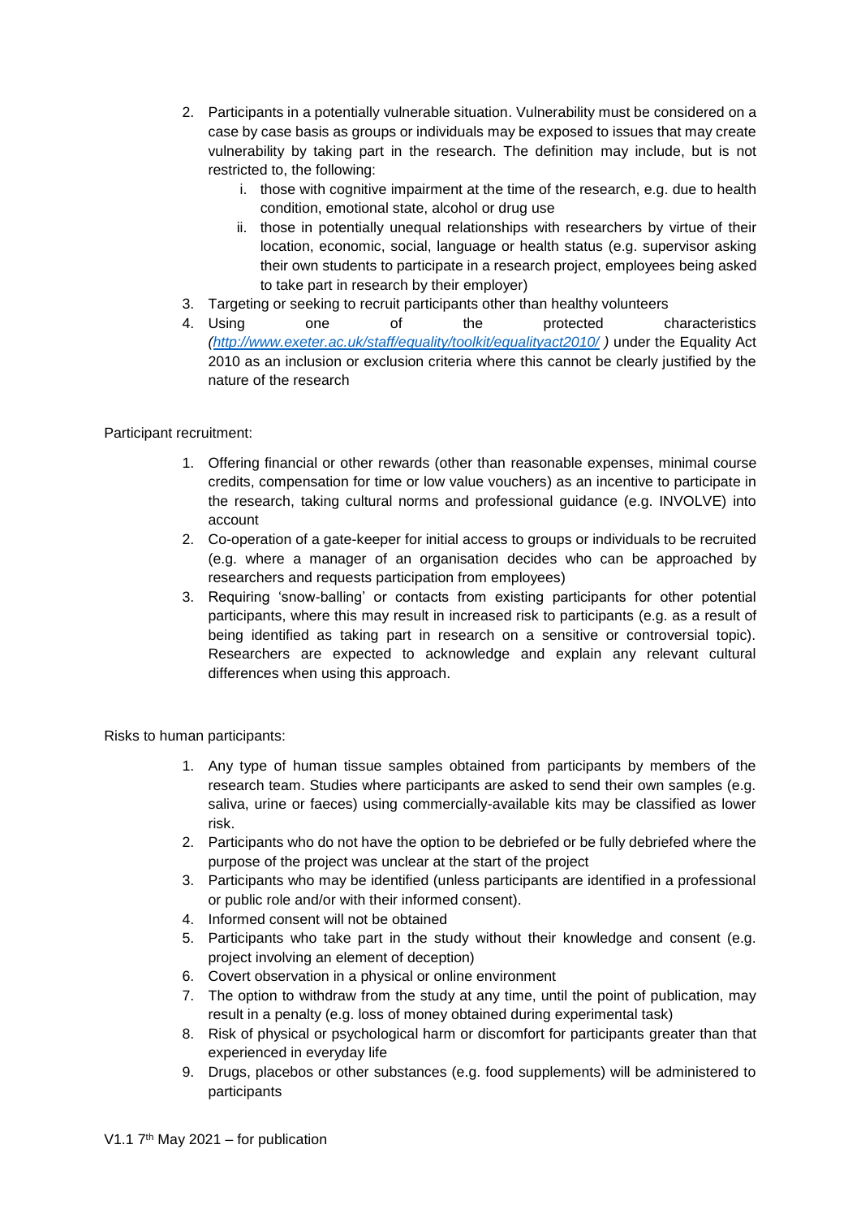2. Participants in a potentially vulnerable situation. Vulnerability must be considered on a case by case basis as groups or individuals may be exposed to issues that may create vulnerability by taking part in the research. The definition may include, but is not restricted to, the following:
    i. those with cognitive impairment at the time of the research, e.g. due to health condition, emotional state, alcohol or drug use
    ii. those in potentially unequal relationships with researchers by virtue of their location, economic, social, language or health status (e.g. supervisor asking their own students to participate in a research project, employees being asked to take part in research by their employer)
3. Targeting or seeking to recruit participants other than healthy volunteers
4. Using one of the protected characteristics *([http://www.exeter.ac.uk/staff/equality/toolkit/equalityact2010/](http://www.exeter.ac.uk/staff/equality/toolkit/equalityact2010/) )* under the Equality Act 2010 as an inclusion or exclusion criteria where this cannot be clearly justified by the nature of the research

Participant recruitment:

1. Offering financial or other rewards (other than reasonable expenses, minimal course credits, compensation for time or low value vouchers) as an incentive to participate in the research, taking cultural norms and professional guidance (e.g. INVOLVE) into account
2. Co-operation of a gate-keeper for initial access to groups or individuals to be recruited (e.g. where a manager of an organisation decides who can be approached by researchers and requests participation from employees)
3. Requiring 'snow-balling' or contacts from existing participants for other potential participants, where this may result in increased risk to participants (e.g. as a result of being identified as taking part in research on a sensitive or controversial topic). Researchers are expected to acknowledge and explain any relevant cultural differences when using this approach.

Risks to human participants:

1. Any type of human tissue samples obtained from participants by members of the research team. Studies where participants are asked to send their own samples (e.g. saliva, urine or faeces) using commercially-available kits may be classified as lower risk.
2. Participants who do not have the option to be debriefed or be fully debriefed where the purpose of the project was unclear at the start of the project
3. Participants who may be identified (unless participants are identified in a professional or public role and/or with their informed consent).
4. Informed consent will not be obtained
5. Participants who take part in the study without their knowledge and consent (e.g. project involving an element of deception)
6. Covert observation in a physical or online environment
7. The option to withdraw from the study at any time, until the point of publication, may result in a penalty (e.g. loss of money obtained during experimental task)
8. Risk of physical or psychological harm or discomfort for participants greater than that experienced in everyday life
9. Drugs, placebos or other substances (e.g. food supplements) will be administered to participants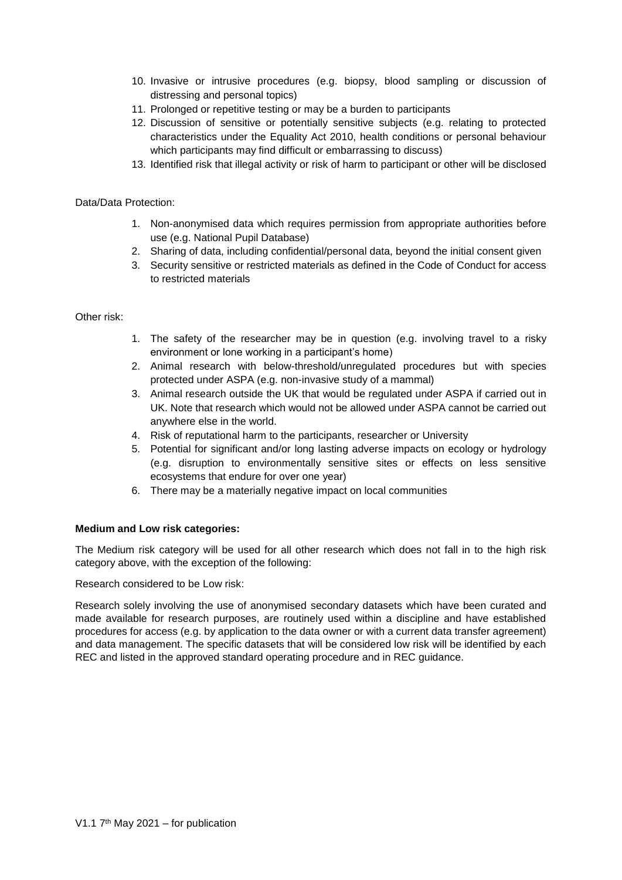10. Invasive or intrusive procedures (e.g. biopsy, blood sampling or discussion of distressing and personal topics)
11. Prolonged or repetitive testing or may be a burden to participants
12. Discussion of sensitive or potentially sensitive subjects (e.g. relating to protected characteristics under the Equality Act 2010, health conditions or personal behaviour which participants may find difficult or embarrassing to discuss)
13. Identified risk that illegal activity or risk of harm to participant or other will be disclosed

Data/Data Protection:

1. Non-anonymised data which requires permission from appropriate authorities before use (e.g. National Pupil Database)
2. Sharing of data, including confidential/personal data, beyond the initial consent given
3. Security sensitive or restricted materials as defined in the Code of Conduct for access to restricted materials

Other risk:

1. The safety of the researcher may be in question (e.g. involving travel to a risky environment or lone working in a participant's home)
2. Animal research with below-threshold/unregulated procedures but with species protected under ASPA (e.g. non-invasive study of a mammal)
3. Animal research outside the UK that would be regulated under ASPA if carried out in UK. Note that research which would not be allowed under ASPA cannot be carried out anywhere else in the world.
4. Risk of reputational harm to the participants, researcher or University
5. Potential for significant and/or long lasting adverse impacts on ecology or hydrology (e.g. disruption to environmentally sensitive sites or effects on less sensitive ecosystems that endure for over one year)
6. There may be a materially negative impact on local communities

**Medium and Low risk categories:**

The Medium risk category will be used for all other research which does not fall in to the high risk category above, with the exception of the following:

Research considered to be Low risk:

Research solely involving the use of anonymised secondary datasets which have been curated and made available for research purposes, are routinely used within a discipline and have established procedures for access (e.g. by application to the data owner or with a current data transfer agreement) and data management. The specific datasets that will be considered low risk will be identified by each REC and listed in the approved standard operating procedure and in REC guidance.

V1.1 7th May 2021 – for publication